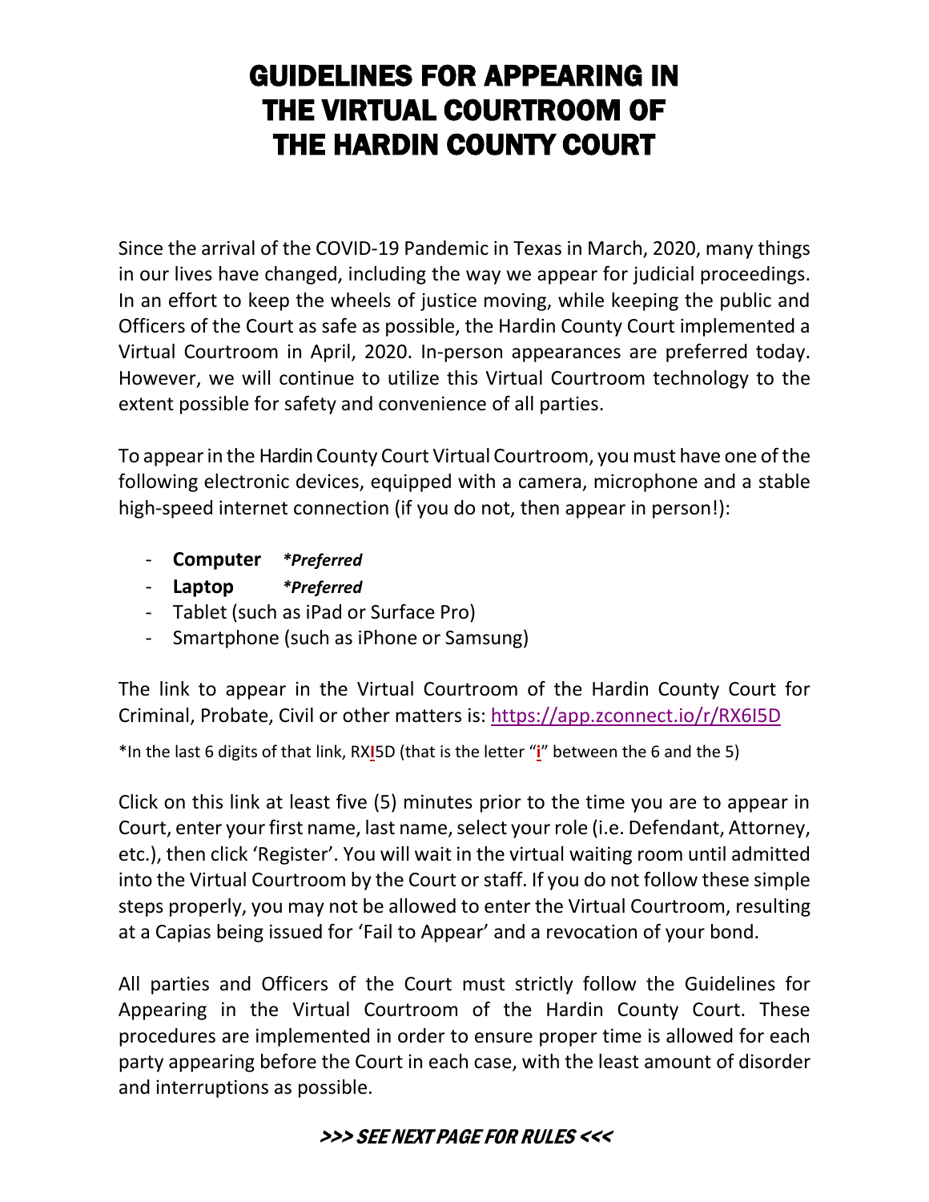# GUIDELINES FOR APPEARING IN THE VIRTUAL COURTROOM OF THE HARDIN COUNTY COURT

Since the arrival of the COVID-19 Pandemic in Texas in March, 2020, many things in our lives have changed, including the way we appear for judicial proceedings. In an effort to keep the wheels of justice moving, while keeping the public and Officers of the Court as safe as possible, the Hardin County Court implemented a Virtual Courtroom in April, 2020. In-person appearances are preferred today. However, we will continue to utilize this Virtual Courtroom technology to the extent possible for safety and convenience of all parties.

To appear in the Hardin County Court Virtual Courtroom, you must have one of the following electronic devices, equipped with a camera, microphone and a stable high-speed internet connection (if you do not, then appear in person!):

- **Computer** ***Preferred***
- **Laptop** ***Preferred***
- Tablet (such as iPad or Surface Pro)
- Smartphone (such as iPhone or Samsung)

The link to appear in the Virtual Courtroom of the Hardin County Court for Criminal, Probate, Civil or other matters is: https://app.zconnect.io/r/RX6I5D

*In the last 6 digits of that link, RX**I**5D (that is the letter "**i**" between the 6 and the 5)

Click on this link at least five (5) minutes prior to the time you are to appear in Court, enter your first name, last name, select your role (i.e. Defendant, Attorney, etc.), then click 'Register'. You will wait in the virtual waiting room until admitted into the Virtual Courtroom by the Court or staff. If you do not follow these simple steps properly, you may not be allowed to enter the Virtual Courtroom, resulting at a Capias being issued for 'Fail to Appear' and a revocation of your bond.

All parties and Officers of the Court must strictly follow the Guidelines for Appearing in the Virtual Courtroom of the Hardin County Court. These procedures are implemented in order to ensure proper time is allowed for each party appearing before the Court in each case, with the least amount of disorder and interruptions as possible.

***>>> SEE NEXT PAGE FOR RULES <<<***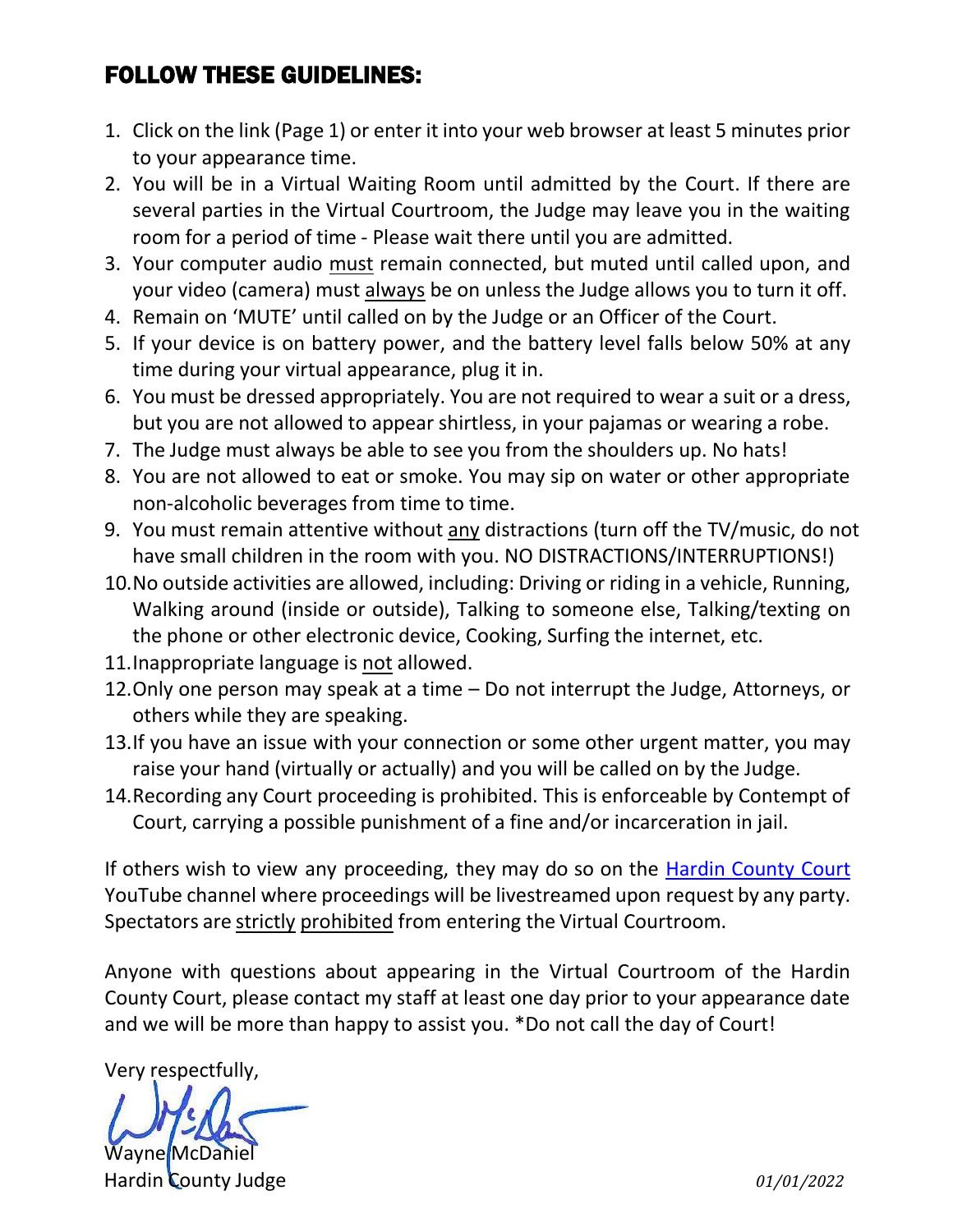## FOLLOW THESE GUIDELINES:

1. Click on the link (Page 1) or enter it into your web browser at least 5 minutes prior to your appearance time.
2. You will be in a Virtual Waiting Room until admitted by the Court. If there are several parties in the Virtual Courtroom, the Judge may leave you in the waiting room for a period of time - Please wait there until you are admitted.
3. Your computer audio must remain connected, but muted until called upon, and your video (camera) must always be on unless the Judge allows you to turn it off.
4. Remain on 'MUTE' until called on by the Judge or an Officer of the Court.
5. If your device is on battery power, and the battery level falls below 50% at any time during your virtual appearance, plug it in.
6. You must be dressed appropriately. You are not required to wear a suit or a dress, but you are not allowed to appear shirtless, in your pajamas or wearing a robe.
7. The Judge must always be able to see you from the shoulders up. No hats!
8. You are not allowed to eat or smoke. You may sip on water or other appropriate non-alcoholic beverages from time to time.
9. You must remain attentive without any distractions (turn off the TV/music, do not have small children in the room with you. NO DISTRACTIONS/INTERRUPTIONS!)
10. No outside activities are allowed, including: Driving or riding in a vehicle, Running, Walking around (inside or outside), Talking to someone else, Talking/texting on the phone or other electronic device, Cooking, Surfing the internet, etc.
11. Inappropriate language is not allowed.
12. Only one person may speak at a time – Do not interrupt the Judge, Attorneys, or others while they are speaking.
13. If you have an issue with your connection or some other urgent matter, you may raise your hand (virtually or actually) and you will be called on by the Judge.
14. Recording any Court proceeding is prohibited. This is enforceable by Contempt of Court, carrying a possible punishment of a fine and/or incarceration in jail.

If others wish to view any proceeding, they may do so on the Hardin County Court YouTube channel where proceedings will be livestreamed upon request by any party. Spectators are strictly prohibited from entering the Virtual Courtroom.

Anyone with questions about appearing in the Virtual Courtroom of the Hardin County Court, please contact my staff at least one day prior to your appearance date and we will be more than happy to assist you. *Do not call the day of Court!

Very respectfully,

Wayne McDaniel
Hardin County Judge

*01/01/2022*